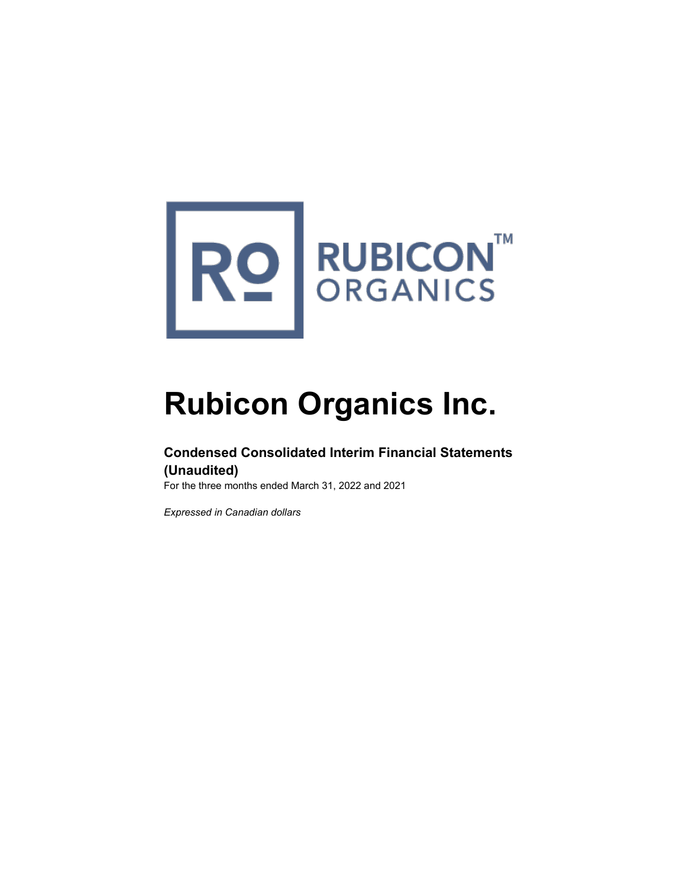# Rubicon Organics Inc.

### Condensed Consolidated Interim Financial Statements (Unaudited)

For the three months ended March 31, 2022 and 2021

*Expressed in Canadian dollars*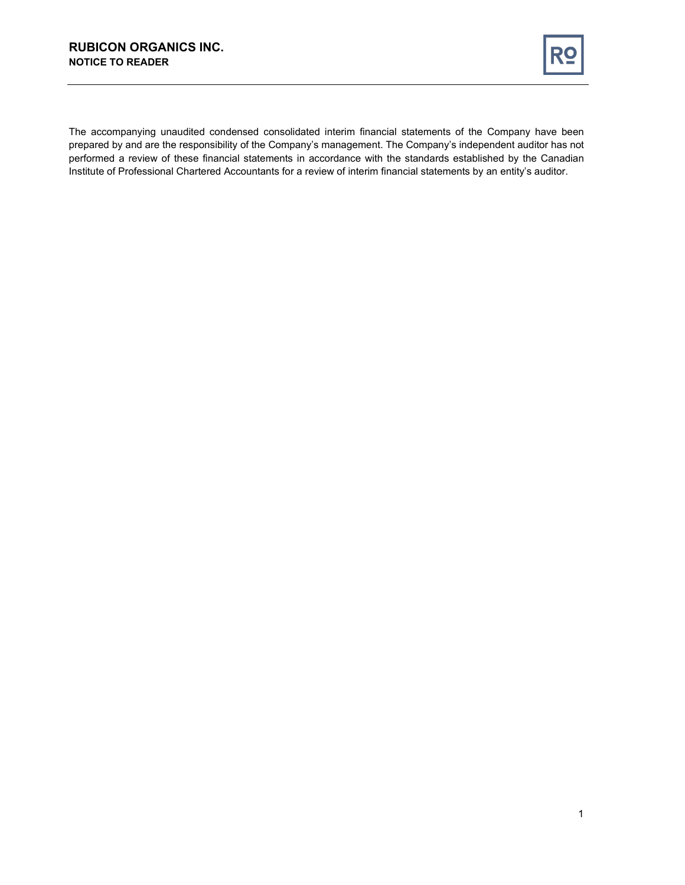# RUBICON ORGANICS INC.

## NOTICE TO READER

The accompanying unaudited condensed consolidated interim financial statements of the Company have been prepared by and are the responsibility of the Company's management. The Company's independent auditor has not performed a review of these financial statements in accordance with the standards established by the Canadian Institute of Professional Chartered Accountants for a review of interim financial statements by an entity's auditor.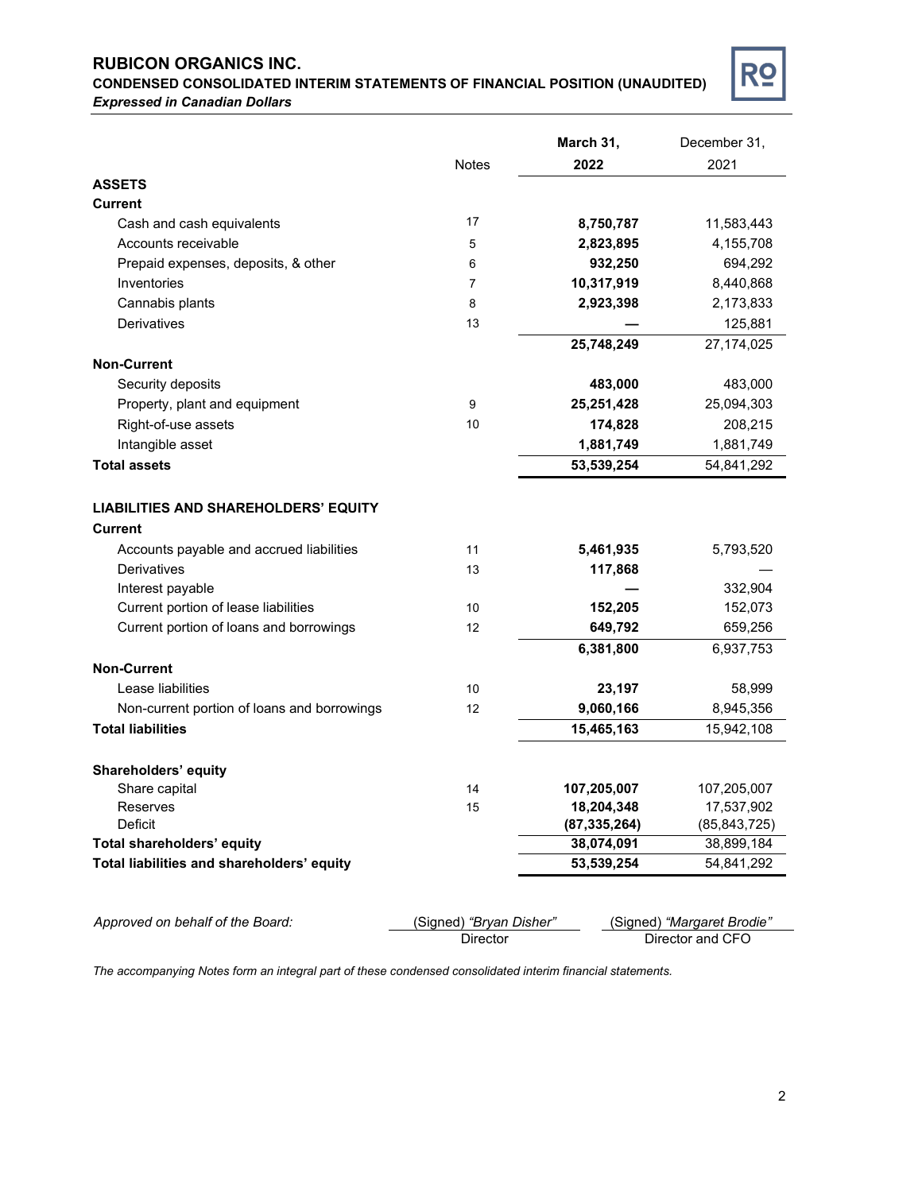**RUBICON ORGANICS INC.**

**CONDENSED CONSOLIDATED INTERIM STATEMENTS OF FINANCIAL POSITION (UNAUDITED)**

***Expressed in Canadian Dollars***

| | Notes | **March 31, 2022** | December 31, 2021 |
|---|---|---|---|
| **ASSETS** | | | |
| **Current** | | | |
| Cash and cash equivalents | 17 | **8,750,787** | 11,583,443 |
| Accounts receivable | 5 | **2,823,895** | 4,155,708 |
| Prepaid expenses, deposits, & other | 6 | **932,250** | 694,292 |
| Inventories | 7 | **10,317,919** | 8,440,868 |
| Cannabis plants | 8 | **2,923,398** | 2,173,833 |
| Derivatives | 13 | **—** | 125,881 |
| | | **25,748,249** | 27,174,025 |
| **Non-Current** | | | |
| Security deposits | | **483,000** | 483,000 |
| Property, plant and equipment | 9 | **25,251,428** | 25,094,303 |
| Right-of-use assets | 10 | **174,828** | 208,215 |
| Intangible asset | | **1,881,749** | 1,881,749 |
| **Total assets** | | **53,539,254** | 54,841,292 |
| | | | |
| **LIABILITIES AND SHAREHOLDERS' EQUITY** | | | |
| **Current** | | | |
| Accounts payable and accrued liabilities | 11 | **5,461,935** | 5,793,520 |
| Derivatives | 13 | **117,868** | — |
| Interest payable | | **—** | 332,904 |
| Current portion of lease liabilities | 10 | **152,205** | 152,073 |
| Current portion of loans and borrowings | 12 | **649,792** | 659,256 |
| | | **6,381,800** | 6,937,753 |
| **Non-Current** | | | |
| Lease liabilities | 10 | **23,197** | 58,999 |
| Non-current portion of loans and borrowings | 12 | **9,060,166** | 8,945,356 |
| **Total liabilities** | | **15,465,163** | 15,942,108 |
| | | | |
| **Shareholders' equity** | | | |
| Share capital | 14 | **107,205,007** | 107,205,007 |
| Reserves | 15 | **18,204,348** | 17,537,902 |
| Deficit | | **(87,335,264)** | (85,843,725) |
| **Total shareholders' equity** | | **38,074,091** | 38,899,184 |
| **Total liabilities and shareholders' equity** | | **53,539,254** | 54,841,292 |

*Approved on behalf of the Board:*

(Signed) *"Bryan Disher"*
Director

(Signed) *"Margaret Brodie"*
Director and CFO

*The accompanying Notes form an integral part of these condensed consolidated interim financial statements.*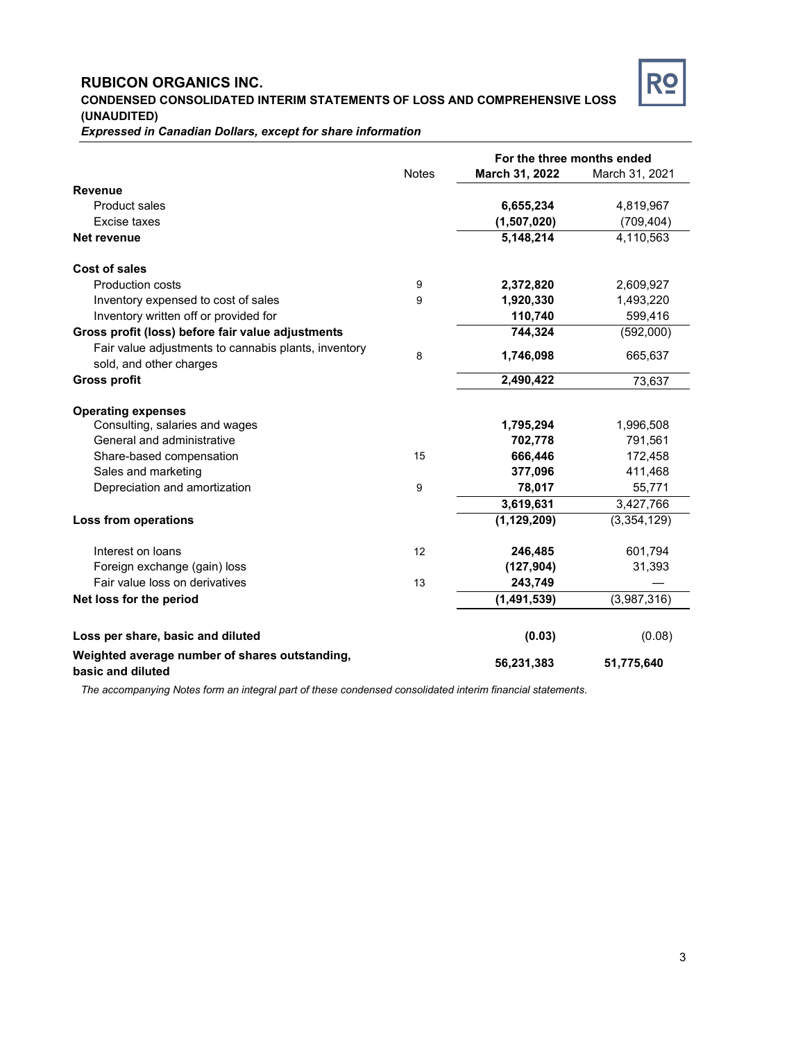# RUBICON ORGANICS INC.

## CONDENSED CONSOLIDATED INTERIM STATEMENTS OF LOSS AND COMPREHENSIVE LOSS (UNAUDITED)

*Expressed in Canadian Dollars, except for share information*

| | Notes | For the three months ended March 31, 2022 | March 31, 2021 |
|---|---|---|---|
| **Revenue** | | | |
| Product sales | | **6,655,234** | 4,819,967 |
| Excise taxes | | **(1,507,020)** | (709,404) |
| **Net revenue** | | **5,148,214** | 4,110,563 |
| | | | |
| **Cost of sales** | | | |
| Production costs | 9 | **2,372,820** | 2,609,927 |
| Inventory expensed to cost of sales | 9 | **1,920,330** | 1,493,220 |
| Inventory written off or provided for | | **110,740** | 599,416 |
| **Gross profit (loss) before fair value adjustments** | | **744,324** | (592,000) |
| Fair value adjustments to cannabis plants, inventory sold, and other charges | 8 | **1,746,098** | 665,637 |
| **Gross profit** | | **2,490,422** | 73,637 |
| | | | |
| **Operating expenses** | | | |
| Consulting, salaries and wages | | **1,795,294** | 1,996,508 |
| General and administrative | | **702,778** | 791,561 |
| Share-based compensation | 15 | **666,446** | 172,458 |
| Sales and marketing | | **377,096** | 411,468 |
| Depreciation and amortization | 9 | **78,017** | 55,771 |
| | | **3,619,631** | 3,427,766 |
| **Loss from operations** | | **(1,129,209)** | (3,354,129) |
| | | | |
| Interest on loans | 12 | **246,485** | 601,794 |
| Foreign exchange (gain) loss | | **(127,904)** | 31,393 |
| Fair value loss on derivatives | 13 | **243,749** | — |
| **Net loss for the period** | | **(1,491,539)** | (3,987,316) |
| | | | |
| **Loss per share, basic and diluted** | | **(0.03)** | (0.08) |
| **Weighted average number of shares outstanding, basic and diluted** | | **56,231,383** | **51,775,640** |

*The accompanying Notes form an integral part of these condensed consolidated interim financial statements.*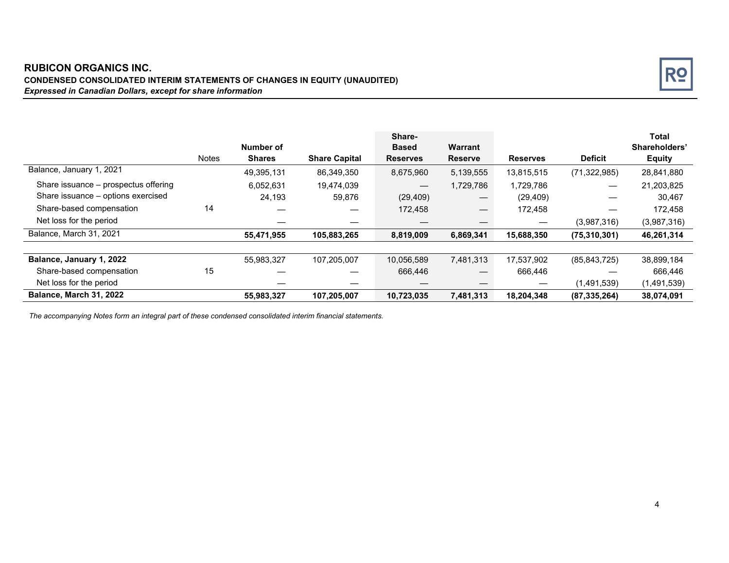# RUBICON ORGANICS INC.

**CONDENSED CONSOLIDATED INTERIM STATEMENTS OF CHANGES IN EQUITY (UNAUDITED)**

***Expressed in Canadian Dollars, except for share information***

| | Notes | Number of Shares | Share Capital | Share-Based Reserves | Warrant Reserve | Reserves | Deficit | Total Shareholders' Equity |
|---|---|---|---|---|---|---|---|---|
| Balance, January 1, 2021 | | 49,395,131 | 86,349,350 | 8,675,960 | 5,139,555 | 13,815,515 | (71,322,985) | 28,841,880 |
| Share issuance – prospectus offering | | 6,052,631 | 19,474,039 | — | 1,729,786 | 1,729,786 | — | 21,203,825 |
| Share issuance – options exercised | | 24,193 | 59,876 | (29,409) | — | (29,409) | — | 30,467 |
| Share-based compensation | 14 | — | — | 172,458 | — | 172,458 | — | 172,458 |
| Net loss for the period | | — | — | — | — | — | (3,987,316) | (3,987,316) |
| Balance, March 31, 2021 | | **55,471,955** | **105,883,265** | **8,819,009** | **6,869,341** | **15,688,350** | **(75,310,301)** | **46,261,314** |
| | | | | | | | | |
| **Balance, January 1, 2022** | | 55,983,327 | 107,205,007 | 10,056,589 | 7,481,313 | 17,537,902 | (85,843,725) | 38,899,184 |
| Share-based compensation | 15 | — | — | 666,446 | — | 666,446 | — | 666,446 |
| Net loss for the period | | — | — | — | — | — | (1,491,539) | (1,491,539) |
| **Balance, March 31, 2022** | | **55,983,327** | **107,205,007** | **10,723,035** | **7,481,313** | **18,204,348** | **(87,335,264)** | **38,074,091** |

*The accompanying Notes form an integral part of these condensed consolidated interim financial statements.*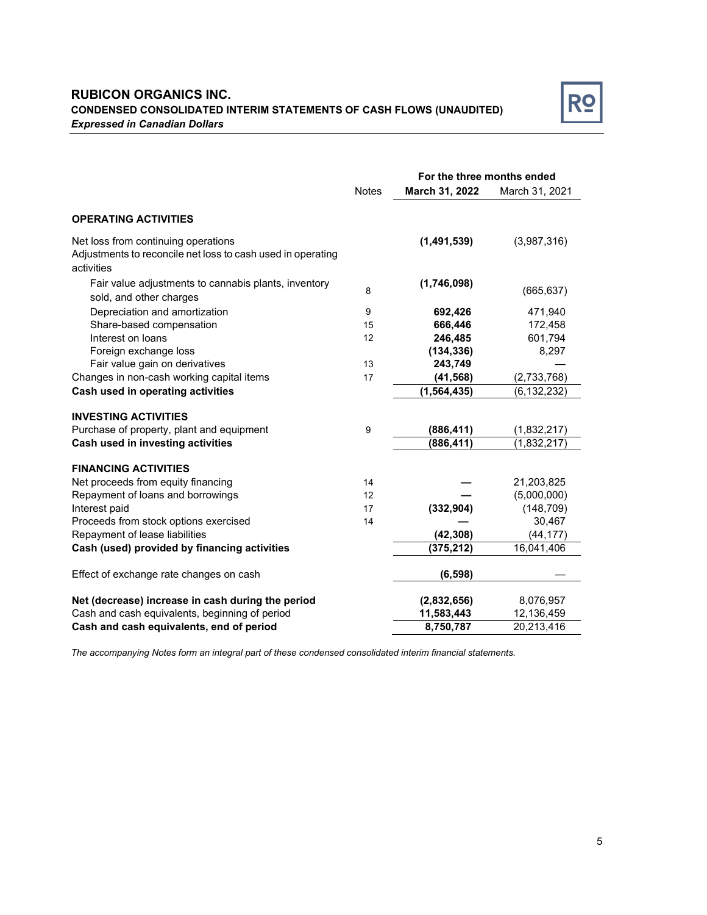# RUBICON ORGANICS INC.

**CONDENSED CONSOLIDATED INTERIM STATEMENTS OF CASH FLOWS (UNAUDITED)**

***Expressed in Canadian Dollars***

| | Notes | For the three months ended March 31, 2022 | March 31, 2021 |
|---|---|---|---|
| **OPERATING ACTIVITIES** | | | |
| Net loss from continuing operations | | **(1,491,539)** | (3,987,316) |
| Adjustments to reconcile net loss to cash used in operating activities | | | |
| Fair value adjustments to cannabis plants, inventory sold, and other charges | 8 | **(1,746,098)** | (665,637) |
| Depreciation and amortization | 9 | **692,426** | 471,940 |
| Share-based compensation | 15 | **666,446** | 172,458 |
| Interest on loans | 12 | **246,485** | 601,794 |
| Foreign exchange loss | | **(134,336)** | 8,297 |
| Fair value gain on derivatives | 13 | **243,749** | — |
| Changes in non-cash working capital items | 17 | **(41,568)** | (2,733,768) |
| **Cash used in operating activities** | | **(1,564,435)** | (6,132,232) |
| **INVESTING ACTIVITIES** | | | |
| Purchase of property, plant and equipment | 9 | **(886,411)** | (1,832,217) |
| **Cash used in investing activities** | | **(886,411)** | (1,832,217) |
| **FINANCING ACTIVITIES** | | | |
| Net proceeds from equity financing | 14 | **—** | 21,203,825 |
| Repayment of loans and borrowings | 12 | **—** | (5,000,000) |
| Interest paid | 17 | **(332,904)** | (148,709) |
| Proceeds from stock options exercised | 14 | **—** | 30,467 |
| Repayment of lease liabilities | | **(42,308)** | (44,177) |
| **Cash (used) provided by financing activities** | | **(375,212)** | 16,041,406 |
| Effect of exchange rate changes on cash | | **(6,598)** | — |
| **Net (decrease) increase in cash during the period** | | **(2,832,656)** | 8,076,957 |
| Cash and cash equivalents, beginning of period | | **11,583,443** | 12,136,459 |
| **Cash and cash equivalents, end of period** | | **8,750,787** | 20,213,416 |

*The accompanying Notes form an integral part of these condensed consolidated interim financial statements.*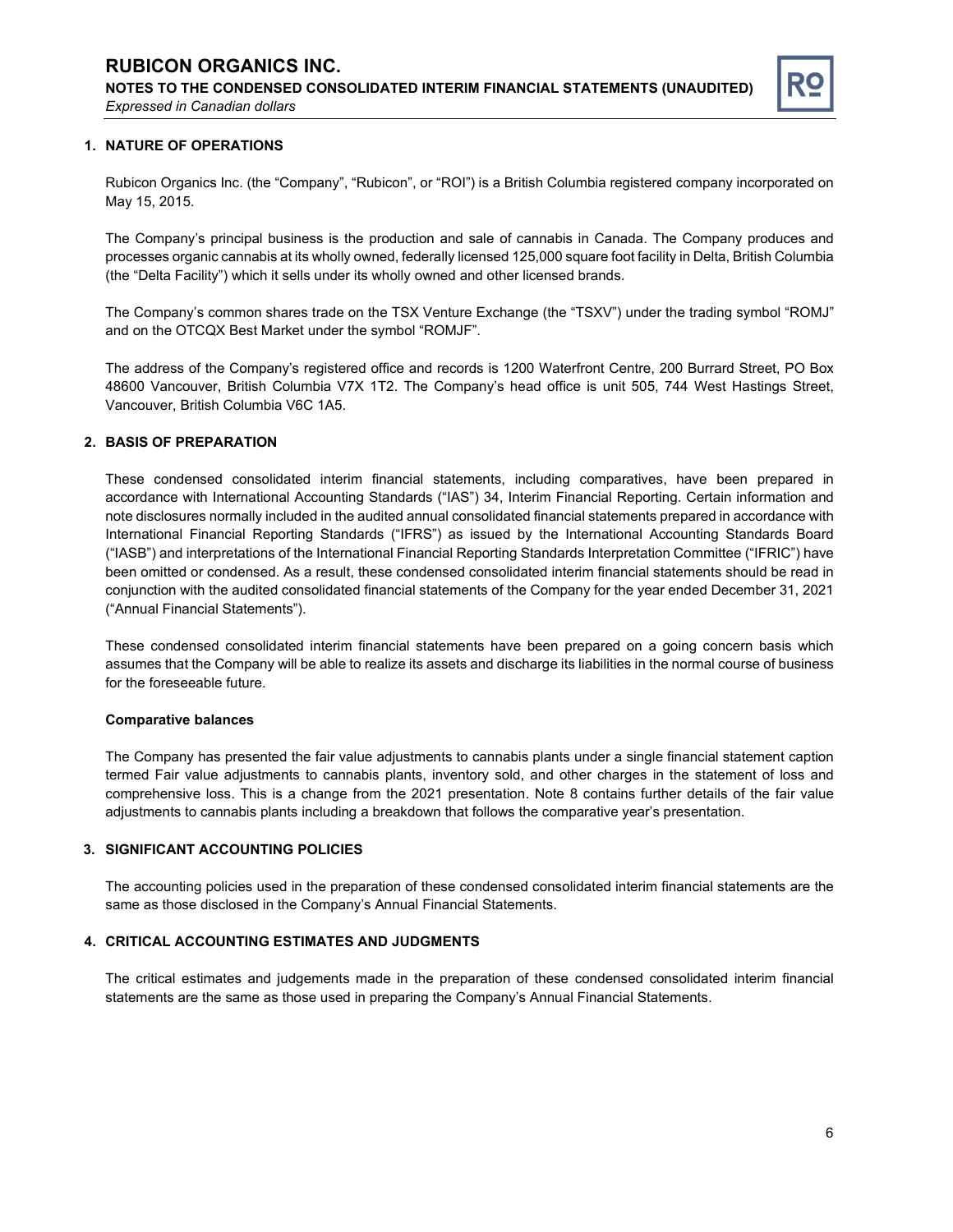## 1. NATURE OF OPERATIONS

Rubicon Organics Inc. (the "Company", "Rubicon", or "ROI") is a British Columbia registered company incorporated on May 15, 2015.

The Company's principal business is the production and sale of cannabis in Canada. The Company produces and processes organic cannabis at its wholly owned, federally licensed 125,000 square foot facility in Delta, British Columbia (the "Delta Facility") which it sells under its wholly owned and other licensed brands.

The Company's common shares trade on the TSX Venture Exchange (the "TSXV") under the trading symbol "ROMJ" and on the OTCQX Best Market under the symbol "ROMJF".

The address of the Company's registered office and records is 1200 Waterfront Centre, 200 Burrard Street, PO Box 48600 Vancouver, British Columbia V7X 1T2. The Company's head office is unit 505, 744 West Hastings Street, Vancouver, British Columbia V6C 1A5.

## 2. BASIS OF PREPARATION

These condensed consolidated interim financial statements, including comparatives, have been prepared in accordance with International Accounting Standards ("IAS") 34, Interim Financial Reporting. Certain information and note disclosures normally included in the audited annual consolidated financial statements prepared in accordance with International Financial Reporting Standards ("IFRS") as issued by the International Accounting Standards Board ("IASB") and interpretations of the International Financial Reporting Standards Interpretation Committee ("IFRIC") have been omitted or condensed. As a result, these condensed consolidated interim financial statements should be read in conjunction with the audited consolidated financial statements of the Company for the year ended December 31, 2021 ("Annual Financial Statements").

These condensed consolidated interim financial statements have been prepared on a going concern basis which assumes that the Company will be able to realize its assets and discharge its liabilities in the normal course of business for the foreseeable future.

**Comparative balances**

The Company has presented the fair value adjustments to cannabis plants under a single financial statement caption termed Fair value adjustments to cannabis plants, inventory sold, and other charges in the statement of loss and comprehensive loss. This is a change from the 2021 presentation. Note 8 contains further details of the fair value adjustments to cannabis plants including a breakdown that follows the comparative year's presentation.

## 3. SIGNIFICANT ACCOUNTING POLICIES

The accounting policies used in the preparation of these condensed consolidated interim financial statements are the same as those disclosed in the Company's Annual Financial Statements.

## 4. CRITICAL ACCOUNTING ESTIMATES AND JUDGMENTS

The critical estimates and judgements made in the preparation of these condensed consolidated interim financial statements are the same as those used in preparing the Company's Annual Financial Statements.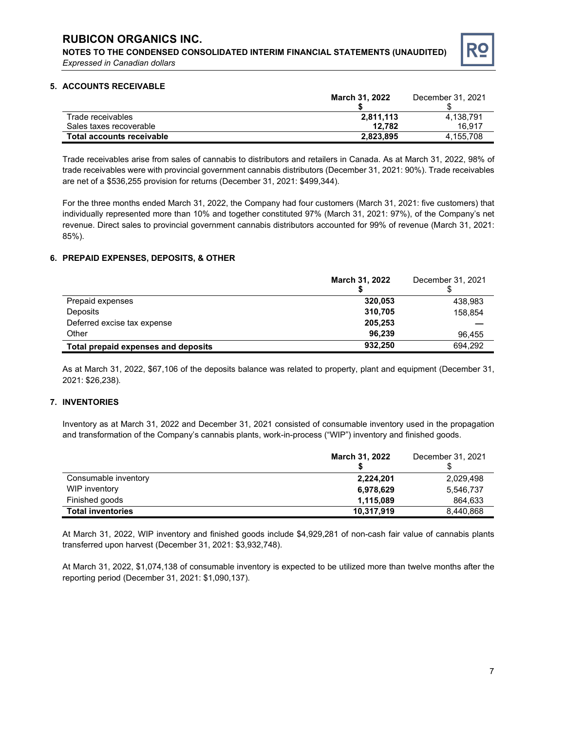## 5. ACCOUNTS RECEIVABLE

| | **March 31, 2022** **$** | December 31, 2021 $ |
|---|---|---|
| Trade receivables | **2,811,113** | 4,138,791 |
| Sales taxes recoverable | **12,782** | 16,917 |
| **Total accounts receivable** | **2,823,895** | 4,155,708 |

Trade receivables arise from sales of cannabis to distributors and retailers in Canada. As at March 31, 2022, 98% of trade receivables were with provincial government cannabis distributors (December 31, 2021: 90%). Trade receivables are net of a $536,255 provision for returns (December 31, 2021: $499,344).

For the three months ended March 31, 2022, the Company had four customers (March 31, 2021: five customers) that individually represented more than 10% and together constituted 97% (March 31, 2021: 97%), of the Company's net revenue. Direct sales to provincial government cannabis distributors accounted for 99% of revenue (March 31, 2021: 85%).

## 6. PREPAID EXPENSES, DEPOSITS, & OTHER

| | **March 31, 2022** **$** | December 31, 2021 $ |
|---|---|---|
| Prepaid expenses | **320,053** | 438,983 |
| Deposits | **310,705** | 158,854 |
| Deferred excise tax expense | **205,253** | — |
| Other | **96,239** | 96,455 |
| **Total prepaid expenses and deposits** | **932,250** | 694,292 |

As at March 31, 2022, $67,106 of the deposits balance was related to property, plant and equipment (December 31, 2021: $26,238).

## 7. INVENTORIES

Inventory as at March 31, 2022 and December 31, 2021 consisted of consumable inventory used in the propagation and transformation of the Company's cannabis plants, work-in-process ("WIP") inventory and finished goods.

| | **March 31, 2022** **$** | December 31, 2021 $ |
|---|---|---|
| Consumable inventory | **2,224,201** | 2,029,498 |
| WIP inventory | **6,978,629** | 5,546,737 |
| Finished goods | **1,115,089** | 864,633 |
| **Total inventories** | **10,317,919** | 8,440,868 |

At March 31, 2022, WIP inventory and finished goods include $4,929,281 of non-cash fair value of cannabis plants transferred upon harvest (December 31, 2021: $3,932,748).

At March 31, 2022, $1,074,138 of consumable inventory is expected to be utilized more than twelve months after the reporting period (December 31, 2021: $1,090,137).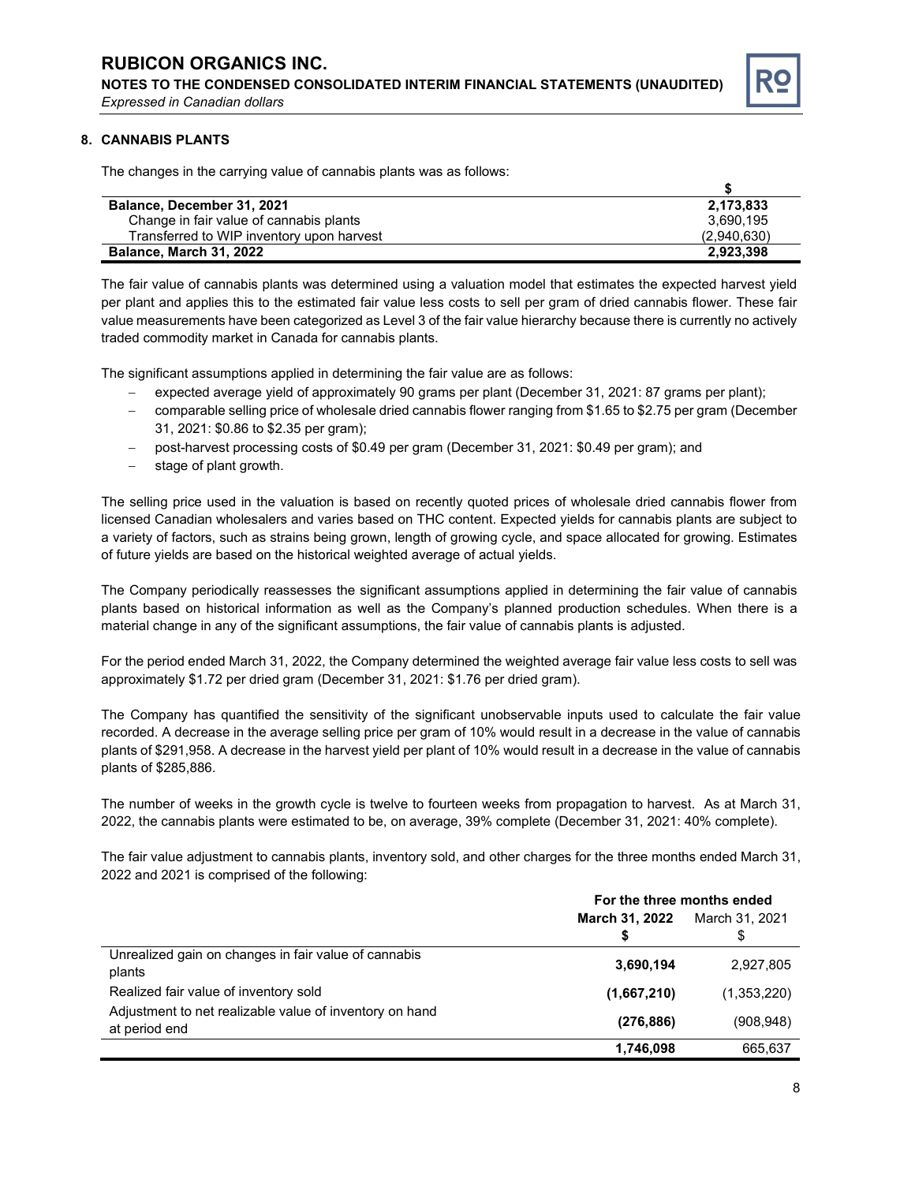## 8. CANNABIS PLANTS

The changes in the carrying value of cannabis plants was as follows:

| | $ |
|---|---|
| **Balance, December 31, 2021** | **2,173,833** |
| Change in fair value of cannabis plants | 3,690,195 |
| Transferred to WIP inventory upon harvest | (2,940,630) |
| **Balance, March 31, 2022** | **2,923,398** |

The fair value of cannabis plants was determined using a valuation model that estimates the expected harvest yield per plant and applies this to the estimated fair value less costs to sell per gram of dried cannabis flower. These fair value measurements have been categorized as Level 3 of the fair value hierarchy because there is currently no actively traded commodity market in Canada for cannabis plants.

The significant assumptions applied in determining the fair value are as follows:

- expected average yield of approximately 90 grams per plant (December 31, 2021: 87 grams per plant);
- comparable selling price of wholesale dried cannabis flower ranging from $1.65 to $2.75 per gram (December 31, 2021: $0.86 to $2.35 per gram);
- post-harvest processing costs of $0.49 per gram (December 31, 2021: $0.49 per gram); and
- stage of plant growth.

The selling price used in the valuation is based on recently quoted prices of wholesale dried cannabis flower from licensed Canadian wholesalers and varies based on THC content. Expected yields for cannabis plants are subject to a variety of factors, such as strains being grown, length of growing cycle, and space allocated for growing. Estimates of future yields are based on the historical weighted average of actual yields.

The Company periodically reassesses the significant assumptions applied in determining the fair value of cannabis plants based on historical information as well as the Company's planned production schedules. When there is a material change in any of the significant assumptions, the fair value of cannabis plants is adjusted.

For the period ended March 31, 2022, the Company determined the weighted average fair value less costs to sell was approximately $1.72 per dried gram (December 31, 2021: $1.76 per dried gram).

The Company has quantified the sensitivity of the significant unobservable inputs used to calculate the fair value recorded. A decrease in the average selling price per gram of 10% would result in a decrease in the value of cannabis plants of $291,958. A decrease in the harvest yield per plant of 10% would result in a decrease in the value of cannabis plants of $285,886.

The number of weeks in the growth cycle is twelve to fourteen weeks from propagation to harvest. As at March 31, 2022, the cannabis plants were estimated to be, on average, 39% complete (December 31, 2021: 40% complete).

The fair value adjustment to cannabis plants, inventory sold, and other charges for the three months ended March 31, 2022 and 2021 is comprised of the following:

| | For the three months ended | |
|---|---|---|
| | **March 31, 2022** | March 31, 2021 |
| | **$** | $ |
| Unrealized gain on changes in fair value of cannabis plants | **3,690,194** | 2,927,805 |
| Realized fair value of inventory sold | **(1,667,210)** | (1,353,220) |
| Adjustment to net realizable value of inventory on hand at period end | **(276,886)** | (908,948) |
| | **1,746,098** | 665,637 |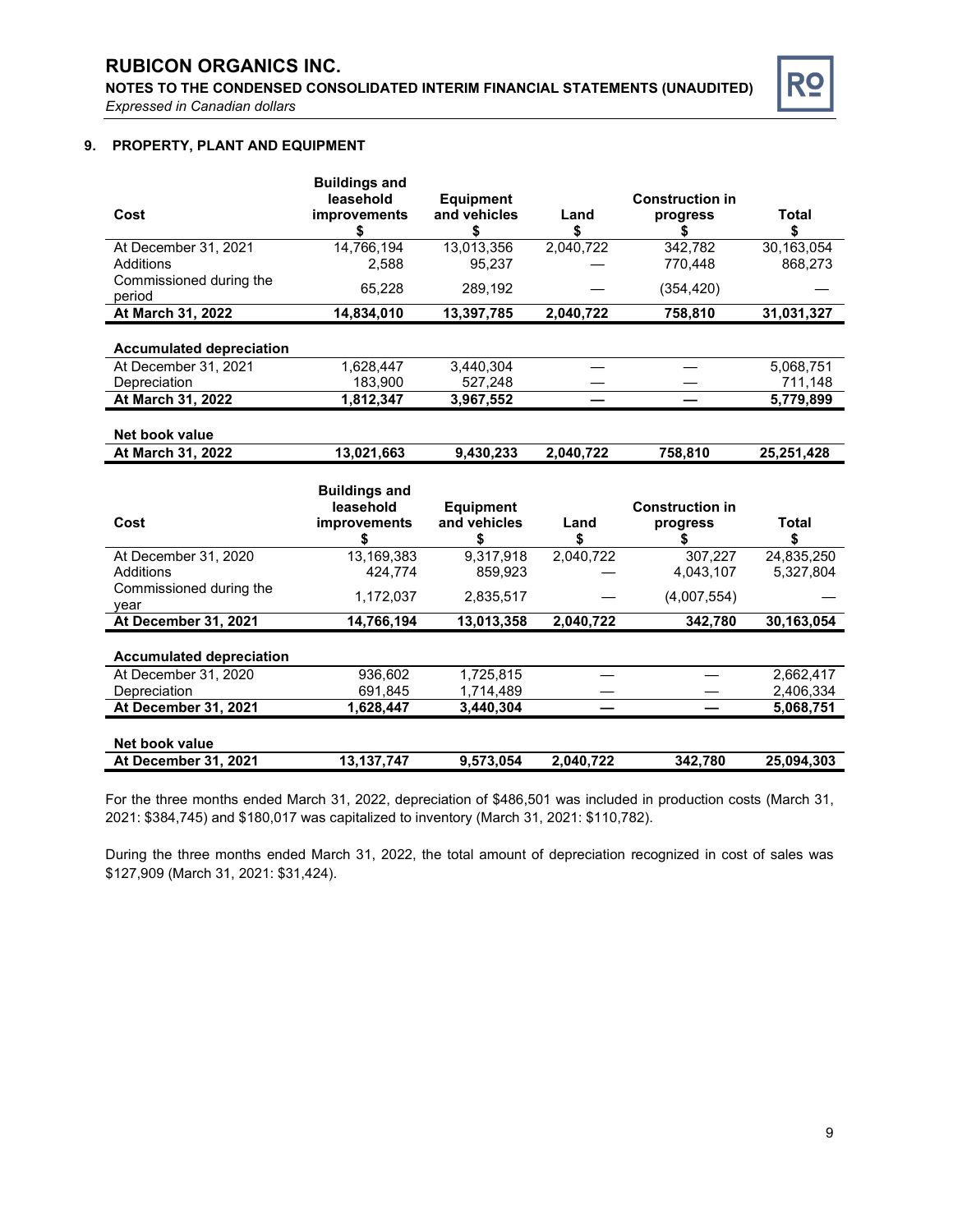## 9. PROPERTY, PLANT AND EQUIPMENT

| Cost | Buildings and leasehold improvements $ | Equipment and vehicles $ | Land $ | Construction in progress $ | Total $ |
|---|---|---|---|---|---|
| At December 31, 2021 | 14,766,194 | 13,013,356 | 2,040,722 | 342,782 | 30,163,054 |
| Additions | 2,588 | 95,237 | — | 770,448 | 868,273 |
| Commissioned during the period | 65,228 | 289,192 | — | (354,420) | — |
| **At March 31, 2022** | **14,834,010** | **13,397,785** | **2,040,722** | **758,810** | **31,031,327** |
| | | | | | |
| **Accumulated depreciation** | | | | | |
| At December 31, 2021 | 1,628,447 | 3,440,304 | — | — | 5,068,751 |
| Depreciation | 183,900 | 527,248 | — | — | 711,148 |
| **At March 31, 2022** | **1,812,347** | **3,967,552** | **—** | **—** | **5,779,899** |
| | | | | | |
| **Net book value** | | | | | |
| **At March 31, 2022** | **13,021,663** | **9,430,233** | **2,040,722** | **758,810** | **25,251,428** |

| Cost | Buildings and leasehold improvements $ | Equipment and vehicles $ | Land $ | Construction in progress $ | Total $ |
|---|---|---|---|---|---|
| At December 31, 2020 | 13,169,383 | 9,317,918 | 2,040,722 | 307,227 | 24,835,250 |
| Additions | 424,774 | 859,923 | — | 4,043,107 | 5,327,804 |
| Commissioned during the year | 1,172,037 | 2,835,517 | — | (4,007,554) | — |
| **At December 31, 2021** | **14,766,194** | **13,013,358** | **2,040,722** | **342,780** | **30,163,054** |
| | | | | | |
| **Accumulated depreciation** | | | | | |
| At December 31, 2020 | 936,602 | 1,725,815 | — | — | 2,662,417 |
| Depreciation | 691,845 | 1,714,489 | — | — | 2,406,334 |
| **At December 31, 2021** | **1,628,447** | **3,440,304** | **—** | **—** | **5,068,751** |
| | | | | | |
| **Net book value** | | | | | |
| **At December 31, 2021** | **13,137,747** | **9,573,054** | **2,040,722** | **342,780** | **25,094,303** |

For the three months ended March 31, 2022, depreciation of $486,501 was included in production costs (March 31, 2021: $384,745) and $180,017 was capitalized to inventory (March 31, 2021: $110,782).

During the three months ended March 31, 2022, the total amount of depreciation recognized in cost of sales was $127,909 (March 31, 2021: $31,424).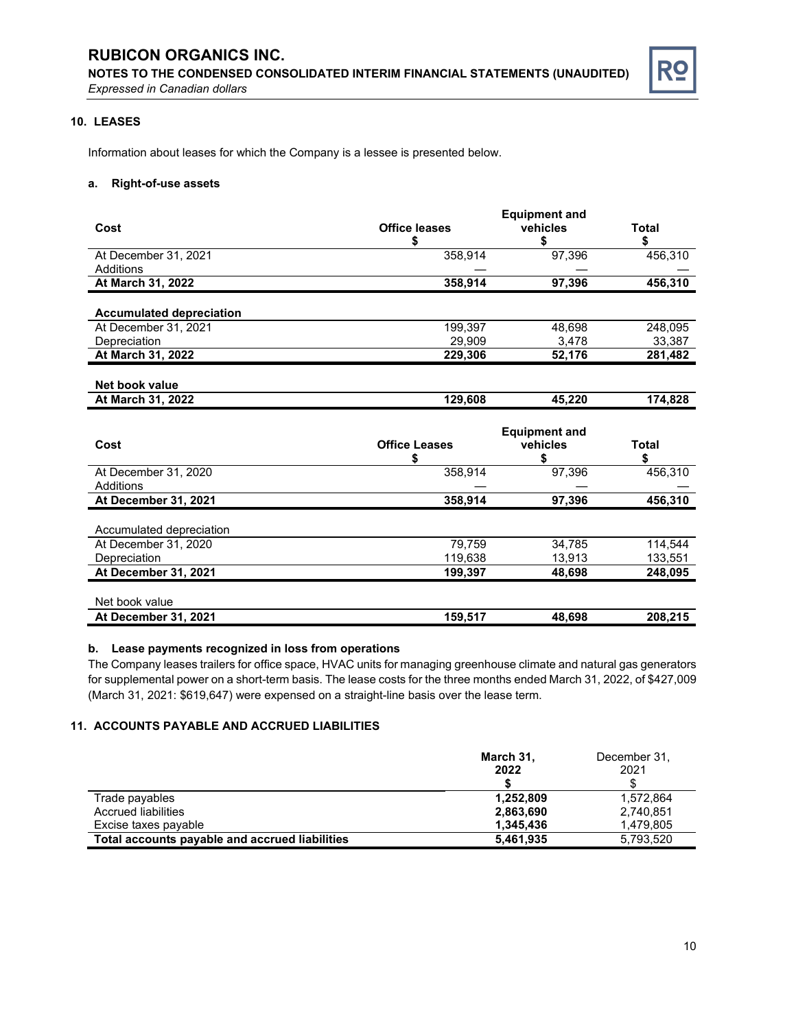## 10. LEASES

Information about leases for which the Company is a lessee is presented below.

### a. Right-of-use assets

| Cost | Office leases<br>$ | Equipment and vehicles<br>$ | Total<br>$ |
|---|---|---|---|
| At December 31, 2021 | 358,914 | 97,396 | 456,310 |
| Additions | — | — | — |
| **At March 31, 2022** | **358,914** | **97,396** | **456,310** |
| | | | |
| **Accumulated depreciation** | | | |
| At December 31, 2021 | 199,397 | 48,698 | 248,095 |
| Depreciation | 29,909 | 3,478 | 33,387 |
| **At March 31, 2022** | **229,306** | **52,176** | **281,482** |
| | | | |
| **Net book value** | | | |
| **At March 31, 2022** | **129,608** | **45,220** | **174,828** |

| Cost | Office Leases<br>$ | Equipment and vehicles<br>$ | Total<br>$ |
|---|---|---|---|
| At December 31, 2020 | 358,914 | 97,396 | 456,310 |
| Additions | — | — | — |
| **At December 31, 2021** | **358,914** | **97,396** | **456,310** |
| | | | |
| Accumulated depreciation | | | |
| At December 31, 2020 | 79,759 | 34,785 | 114,544 |
| Depreciation | 119,638 | 13,913 | 133,551 |
| **At December 31, 2021** | **199,397** | **48,698** | **248,095** |
| | | | |
| Net book value | | | |
| **At December 31, 2021** | **159,517** | **48,698** | **208,215** |

### b. Lease payments recognized in loss from operations

The Company leases trailers for office space, HVAC units for managing greenhouse climate and natural gas generators for supplemental power on a short-term basis. The lease costs for the three months ended March 31, 2022, of $427,009 (March 31, 2021: $619,647) were expensed on a straight-line basis over the lease term.

## 11. ACCOUNTS PAYABLE AND ACCRUED LIABILITIES

| | March 31, 2022<br>$ | December 31, 2021<br>$ |
|---|---|---|
| Trade payables | **1,252,809** | 1,572,864 |
| Accrued liabilities | **2,863,690** | 2,740,851 |
| Excise taxes payable | **1,345,436** | 1,479,805 |
| **Total accounts payable and accrued liabilities** | **5,461,935** | 5,793,520 |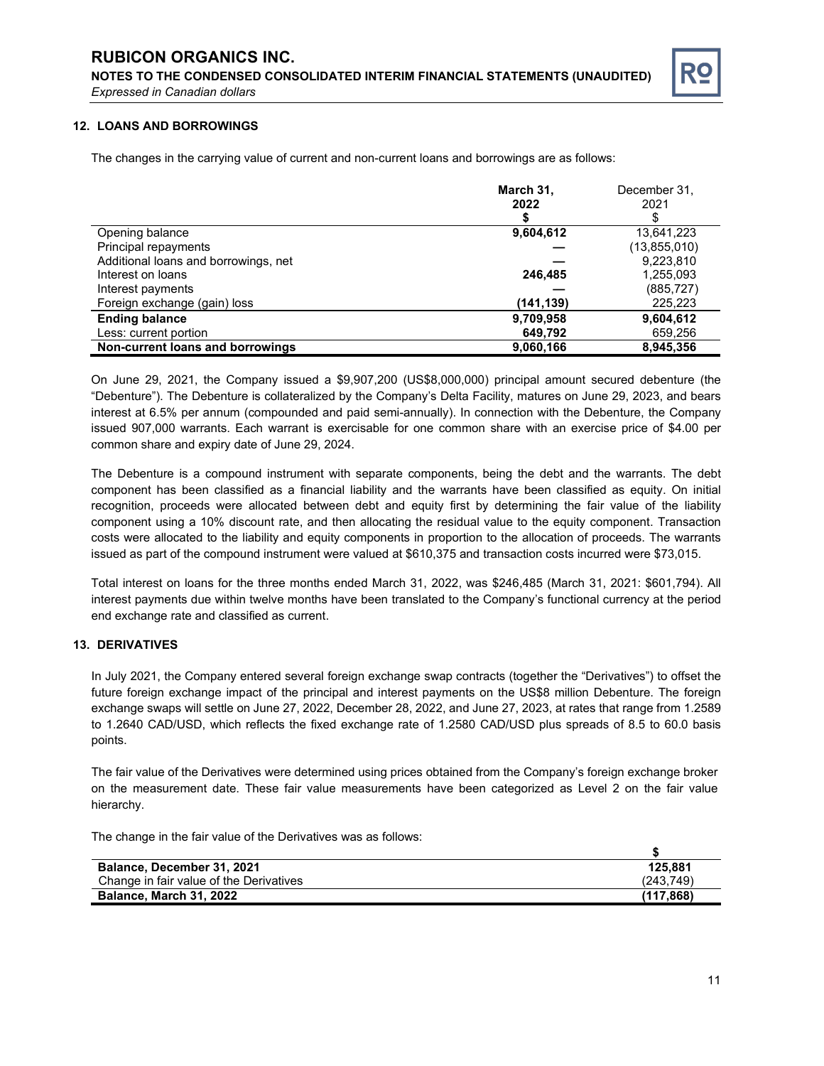## 12. LOANS AND BORROWINGS

The changes in the carrying value of current and non-current loans and borrowings are as follows:

| | **March 31, 2022** **$** | December 31, 2021 $ |
|---|---|---|
| Opening balance | **9,604,612** | 13,641,223 |
| Principal repayments | **—** | (13,855,010) |
| Additional loans and borrowings, net | **—** | 9,223,810 |
| Interest on loans | **246,485** | 1,255,093 |
| Interest payments | **—** | (885,727) |
| Foreign exchange (gain) loss | **(141,139)** | 225,223 |
| **Ending balance** | **9,709,958** | **9,604,612** |
| Less: current portion | **649,792** | 659,256 |
| **Non-current loans and borrowings** | **9,060,166** | **8,945,356** |

On June 29, 2021, the Company issued a $9,907,200 (US$8,000,000) principal amount secured debenture (the "Debenture"). The Debenture is collateralized by the Company's Delta Facility, matures on June 29, 2023, and bears interest at 6.5% per annum (compounded and paid semi-annually). In connection with the Debenture, the Company issued 907,000 warrants. Each warrant is exercisable for one common share with an exercise price of $4.00 per common share and expiry date of June 29, 2024.

The Debenture is a compound instrument with separate components, being the debt and the warrants. The debt component has been classified as a financial liability and the warrants have been classified as equity. On initial recognition, proceeds were allocated between debt and equity first by determining the fair value of the liability component using a 10% discount rate, and then allocating the residual value to the equity component. Transaction costs were allocated to the liability and equity components in proportion to the allocation of proceeds. The warrants issued as part of the compound instrument were valued at $610,375 and transaction costs incurred were $73,015.

Total interest on loans for the three months ended March 31, 2022, was $246,485 (March 31, 2021: $601,794). All interest payments due within twelve months have been translated to the Company's functional currency at the period end exchange rate and classified as current.

## 13. DERIVATIVES

In July 2021, the Company entered several foreign exchange swap contracts (together the "Derivatives") to offset the future foreign exchange impact of the principal and interest payments on the US$8 million Debenture. The foreign exchange swaps will settle on June 27, 2022, December 28, 2022, and June 27, 2023, at rates that range from 1.2589 to 1.2640 CAD/USD, which reflects the fixed exchange rate of 1.2580 CAD/USD plus spreads of 8.5 to 60.0 basis points.

The fair value of the Derivatives were determined using prices obtained from the Company's foreign exchange broker on the measurement date. These fair value measurements have been categorized as Level 2 on the fair value hierarchy.

The change in the fair value of the Derivatives was as follows:

| | **$** |
|---|---|
| **Balance, December 31, 2021** | **125,881** |
| Change in fair value of the Derivatives | *(243,749)* |
| **Balance, March 31, 2022** | **(117,868)** |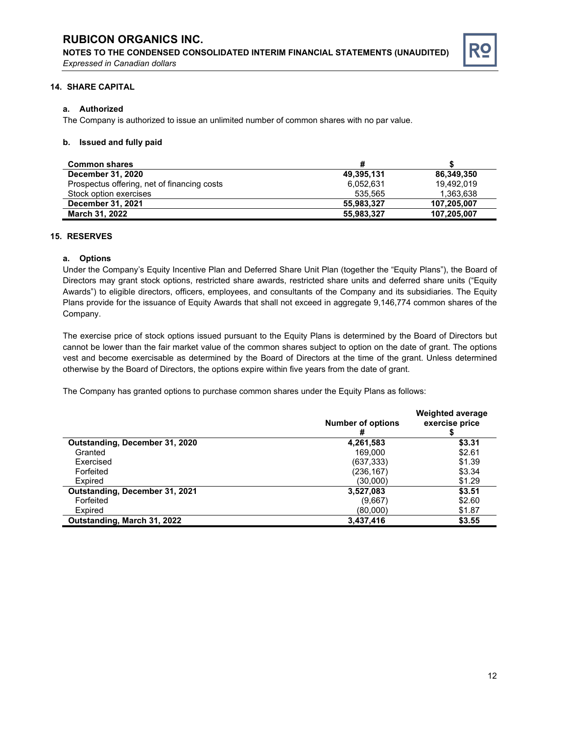## 14. SHARE CAPITAL

### a. Authorized

The Company is authorized to issue an unlimited number of common shares with no par value.

### b. Issued and fully paid

| Common shares | # | $ |
|---|---|---|
| **December 31, 2020** | **49,395,131** | **86,349,350** |
| Prospectus offering, net of financing costs | 6,052,631 | 19,492,019 |
| Stock option exercises | 535,565 | 1,363,638 |
| **December 31, 2021** | **55,983,327** | **107,205,007** |
| **March 31, 2022** | **55,983,327** | **107,205,007** |

## 15. RESERVES

### a. Options

Under the Company's Equity Incentive Plan and Deferred Share Unit Plan (together the "Equity Plans"), the Board of Directors may grant stock options, restricted share awards, restricted share units and deferred share units ("Equity Awards") to eligible directors, officers, employees, and consultants of the Company and its subsidiaries. The Equity Plans provide for the issuance of Equity Awards that shall not exceed in aggregate 9,146,774 common shares of the Company.

The exercise price of stock options issued pursuant to the Equity Plans is determined by the Board of Directors but cannot be lower than the fair market value of the common shares subject to option on the date of grant. The options vest and become exercisable as determined by the Board of Directors at the time of the grant. Unless determined otherwise by the Board of Directors, the options expire within five years from the date of grant.

The Company has granted options to purchase common shares under the Equity Plans as follows:

| | Number of options # | Weighted average exercise price $ |
|---|---|---|
| **Outstanding, December 31, 2020** | **4,261,583** | **$3.31** |
| Granted | 169,000 | $2.61 |
| Exercised | (637,333) | $1.39 |
| Forfeited | (236,167) | $3.34 |
| Expired | (30,000) | $1.29 |
| **Outstanding, December 31, 2021** | **3,527,083** | **$3.51** |
| Forfeited | (9,667) | $2.60 |
| Expired | (80,000) | $1.87 |
| **Outstanding, March 31, 2022** | **3,437,416** | **$3.55** |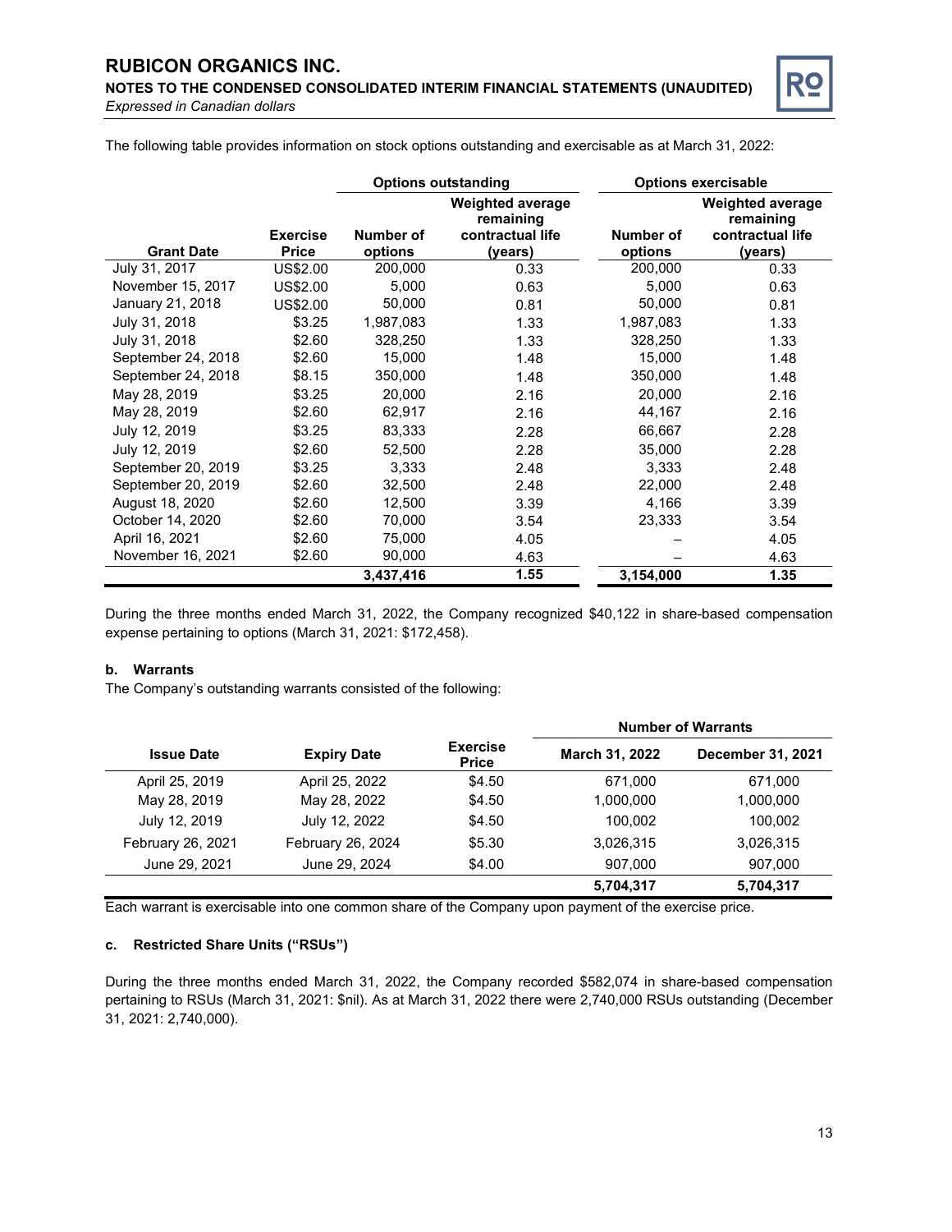The following table provides information on stock options outstanding and exercisable as at March 31, 2022:

| | | Options outstanding | | Options exercisable | |
|---|---|---|---|---|---|
| Grant Date | Exercise Price | Number of options | Weighted average remaining contractual life (years) | Number of options | Weighted average remaining contractual life (years) |
| July 31, 2017 | US$2.00 | 200,000 | 0.33 | 200,000 | 0.33 |
| November 15, 2017 | US$2.00 | 5,000 | 0.63 | 5,000 | 0.63 |
| January 21, 2018 | US$2.00 | 50,000 | 0.81 | 50,000 | 0.81 |
| July 31, 2018 | $3.25 | 1,987,083 | 1.33 | 1,987,083 | 1.33 |
| July 31, 2018 | $2.60 | 328,250 | 1.33 | 328,250 | 1.33 |
| September 24, 2018 | $2.60 | 15,000 | 1.48 | 15,000 | 1.48 |
| September 24, 2018 | $8.15 | 350,000 | 1.48 | 350,000 | 1.48 |
| May 28, 2019 | $3.25 | 20,000 | 2.16 | 20,000 | 2.16 |
| May 28, 2019 | $2.60 | 62,917 | 2.16 | 44,167 | 2.16 |
| July 12, 2019 | $3.25 | 83,333 | 2.28 | 66,667 | 2.28 |
| July 12, 2019 | $2.60 | 52,500 | 2.28 | 35,000 | 2.28 |
| September 20, 2019 | $3.25 | 3,333 | 2.48 | 3,333 | 2.48 |
| September 20, 2019 | $2.60 | 32,500 | 2.48 | 22,000 | 2.48 |
| August 18, 2020 | $2.60 | 12,500 | 3.39 | 4,166 | 3.39 |
| October 14, 2020 | $2.60 | 70,000 | 3.54 | 23,333 | 3.54 |
| April 16, 2021 | $2.60 | 75,000 | 4.05 | – | 4.05 |
| November 16, 2021 | $2.60 | 90,000 | 4.63 | – | 4.63 |
| | | **3,437,416** | **1.55** | **3,154,000** | **1.35** |

During the three months ended March 31, 2022, the Company recognized $40,122 in share-based compensation expense pertaining to options (March 31, 2021: $172,458).

### b. Warrants

The Company's outstanding warrants consisted of the following:

| | | | Number of Warrants | |
|---|---|---|---|---|
| Issue Date | Expiry Date | Exercise Price | March 31, 2022 | December 31, 2021 |
| April 25, 2019 | April 25, 2022 | $4.50 | 671,000 | 671,000 |
| May 28, 2019 | May 28, 2022 | $4.50 | 1,000,000 | 1,000,000 |
| July 12, 2019 | July 12, 2022 | $4.50 | 100,002 | 100,002 |
| February 26, 2021 | February 26, 2024 | $5.30 | 3,026,315 | 3,026,315 |
| June 29, 2021 | June 29, 2024 | $4.00 | 907,000 | 907,000 |
| | | | **5,704,317** | **5,704,317** |

Each warrant is exercisable into one common share of the Company upon payment of the exercise price.

### c. Restricted Share Units ("RSUs")

During the three months ended March 31, 2022, the Company recorded $582,074 in share-based compensation pertaining to RSUs (March 31, 2021: $nil). As at March 31, 2022 there were 2,740,000 RSUs outstanding (December 31, 2021: 2,740,000).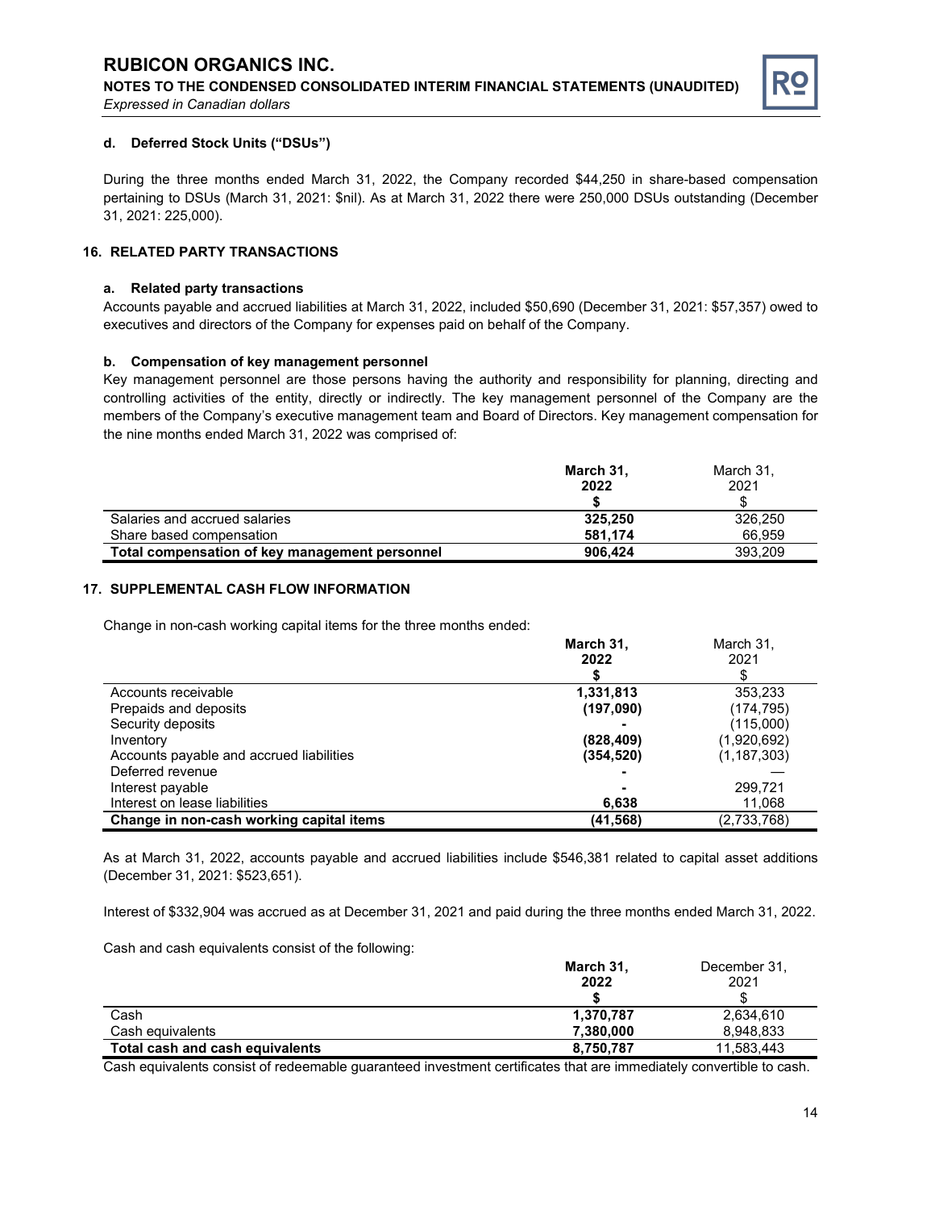#### d. Deferred Stock Units ("DSUs")

During the three months ended March 31, 2022, the Company recorded $44,250 in share-based compensation pertaining to DSUs (March 31, 2021: $nil). As at March 31, 2022 there were 250,000 DSUs outstanding (December 31, 2021: 225,000).

## 16. RELATED PARTY TRANSACTIONS

### a. Related party transactions

Accounts payable and accrued liabilities at March 31, 2022, included $50,690 (December 31, 2021: $57,357) owed to executives and directors of the Company for expenses paid on behalf of the Company.

### b. Compensation of key management personnel

Key management personnel are those persons having the authority and responsibility for planning, directing and controlling activities of the entity, directly or indirectly. The key management personnel of the Company are the members of the Company's executive management team and Board of Directors. Key management compensation for the nine months ended March 31, 2022 was comprised of:

| | **March 31, 2022 $** | March 31, 2021 $ |
|---|---|---|
| Salaries and accrued salaries | **325,250** | 326,250 |
| Share based compensation | **581,174** | 66,959 |
| **Total compensation of key management personnel** | **906,424** | 393,209 |

## 17. SUPPLEMENTAL CASH FLOW INFORMATION

Change in non-cash working capital items for the three months ended:

| | **March 31, 2022 $** | March 31, 2021 $ |
|---|---|---|
| Accounts receivable | **1,331,813** | 353,233 |
| Prepaids and deposits | **(197,090)** | (174,795) |
| Security deposits | **-** | (115,000) |
| Inventory | **(828,409)** | (1,920,692) |
| Accounts payable and accrued liabilities | **(354,520)** | (1,187,303) |
| Deferred revenue | **-** | — |
| Interest payable | **-** | 299,721 |
| Interest on lease liabilities | **6,638** | 11,068 |
| **Change in non-cash working capital items** | **(41,568)** | (2,733,768) |

As at March 31, 2022, accounts payable and accrued liabilities include $546,381 related to capital asset additions (December 31, 2021: $523,651).

Interest of $332,904 was accrued as at December 31, 2021 and paid during the three months ended March 31, 2022.

Cash and cash equivalents consist of the following:

| | **March 31, 2022 $** | December 31, 2021 $ |
|---|---|---|
| Cash | **1,370,787** | 2,634,610 |
| Cash equivalents | **7,380,000** | 8,948,833 |
| **Total cash and cash equivalents** | **8,750,787** | 11,583,443 |

Cash equivalents consist of redeemable guaranteed investment certificates that are immediately convertible to cash.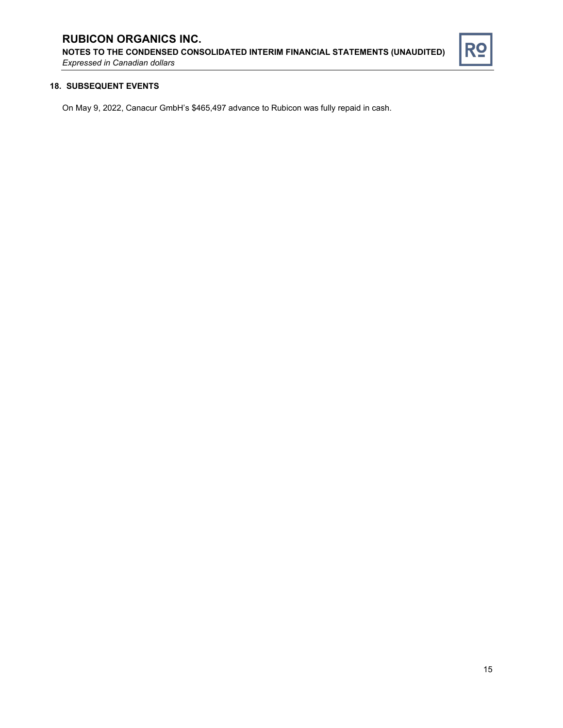## 18. SUBSEQUENT EVENTS

On May 9, 2022, Canacur GmbH's $465,497 advance to Rubicon was fully repaid in cash.